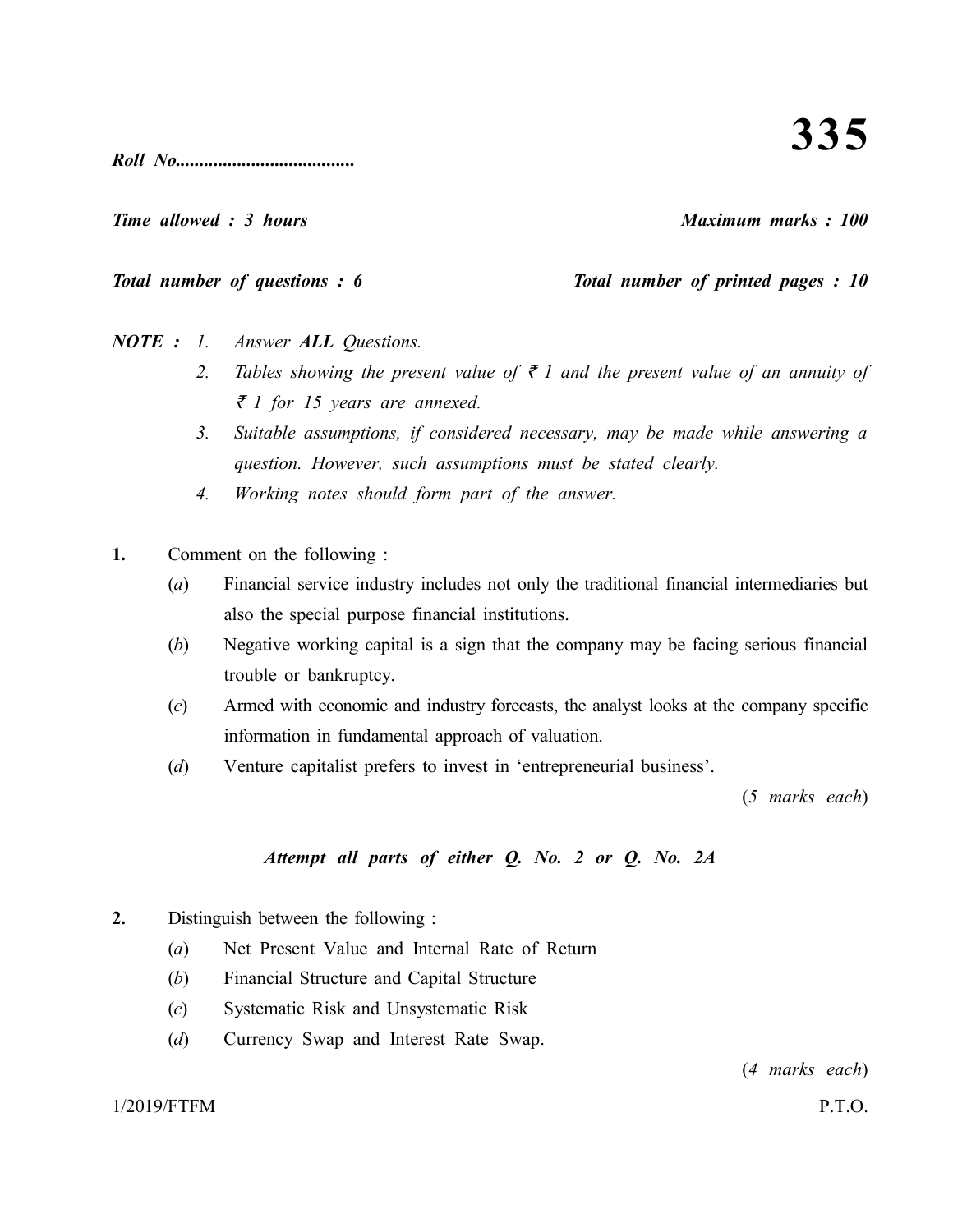# 335

***Roll No.....................................***

***Time allowed : 3 hours*** ***Maximum marks : 100***

***Total number of questions : 6*** ***Total number of printed pages : 10***

***NOTE :*** *1. Answer **ALL** Questions.*

*2. Tables showing the present value of ₹ 1 and the present value of an annuity of ₹ 1 for 15 years are annexed.*

*3. Suitable assumptions, if considered necessary, may be made while answering a question. However, such assumptions must be stated clearly.*

*4. Working notes should form part of the answer.*

**1.** Comment on the following :

(*a*) Financial service industry includes not only the traditional financial intermediaries but also the special purpose financial institutions.

(*b*) Negative working capital is a sign that the company may be facing serious financial trouble or bankruptcy.

(*c*) Armed with economic and industry forecasts, the analyst looks at the company specific information in fundamental approach of valuation.

(*d*) Venture capitalist prefers to invest in 'entrepreneurial business'.

(*5 marks each*)

***Attempt all parts of either Q. No. 2 or Q. No. 2A***

**2.** Distinguish between the following :

(*a*) Net Present Value and Internal Rate of Return

(*b*) Financial Structure and Capital Structure

(*c*) Systematic Risk and Unsystematic Risk

(*d*) Currency Swap and Interest Rate Swap.

(*4 marks each*)

1/2019/FTFM P.T.O.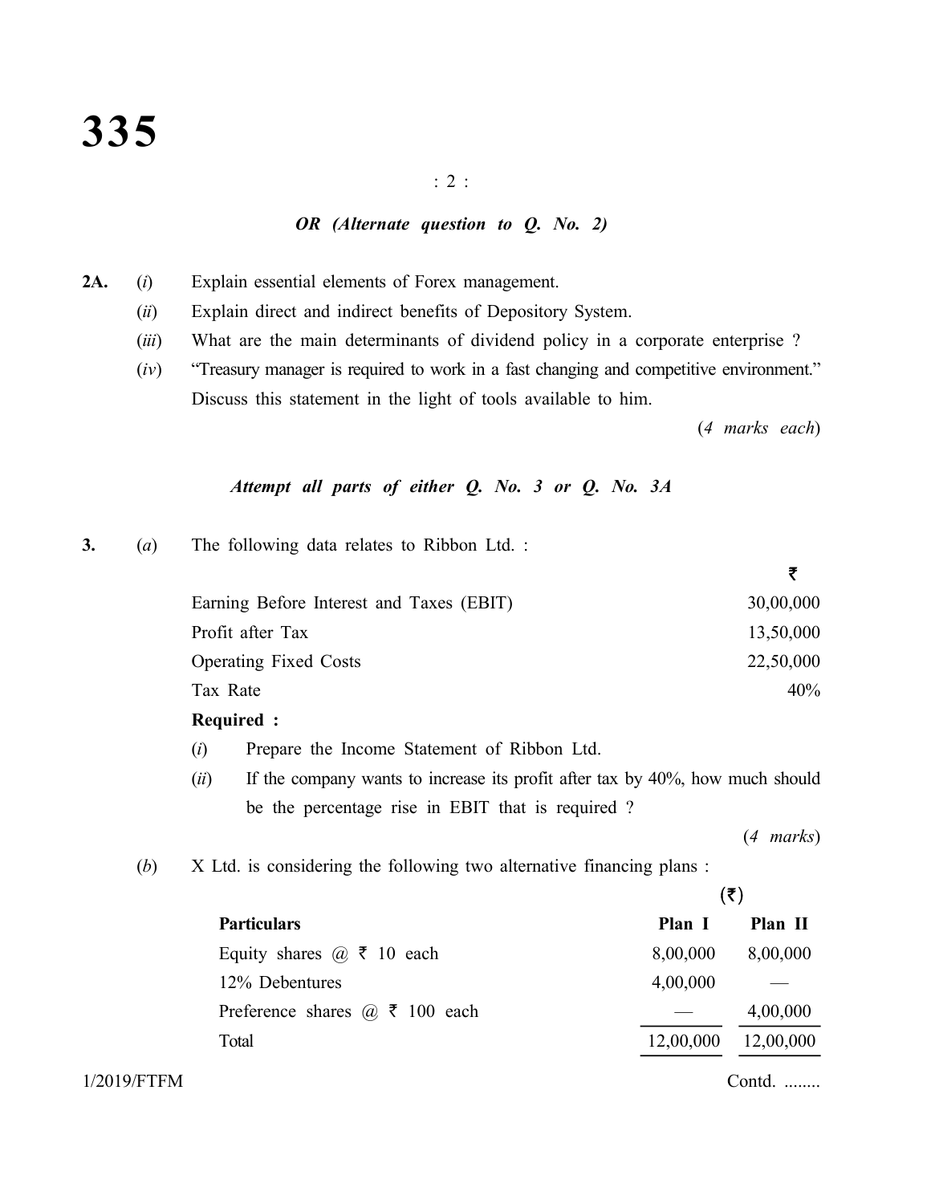*OR (Alternate question to Q. No. 2)*

**2A.** (*i*) Explain essential elements of Forex management.

(*ii*) Explain direct and indirect benefits of Depository System.

(*iii*) What are the main determinants of dividend policy in a corporate enterprise ?

(*iv*) "Treasury manager is required to work in a fast changing and competitive environment." Discuss this statement in the light of tools available to him.

(*4 marks each*)

*Attempt all parts of either Q. No. 3 or Q. No. 3A*

**3.** (*a*) The following data relates to Ribbon Ltd. :

| | ₹ |
|---|---|
| Earning Before Interest and Taxes (EBIT) | 30,00,000 |
| Profit after Tax | 13,50,000 |
| Operating Fixed Costs | 22,50,000 |
| Tax Rate | 40% |

**Required :**

(*i*) Prepare the Income Statement of Ribbon Ltd.

(*ii*) If the company wants to increase its profit after tax by 40%, how much should be the percentage rise in EBIT that is required ?

(*4 marks*)

(*b*) X Ltd. is considering the following two alternative financing plans :

| **Particulars** | **Plan I** (₹) | **Plan II** (₹) |
|---|---|---|
| Equity shares @ ₹ 10 each | 8,00,000 | 8,00,000 |
| 12% Debentures | 4,00,000 | — |
| Preference shares @ ₹ 100 each | — | 4,00,000 |
| Total | 12,00,000 | 12,00,000 |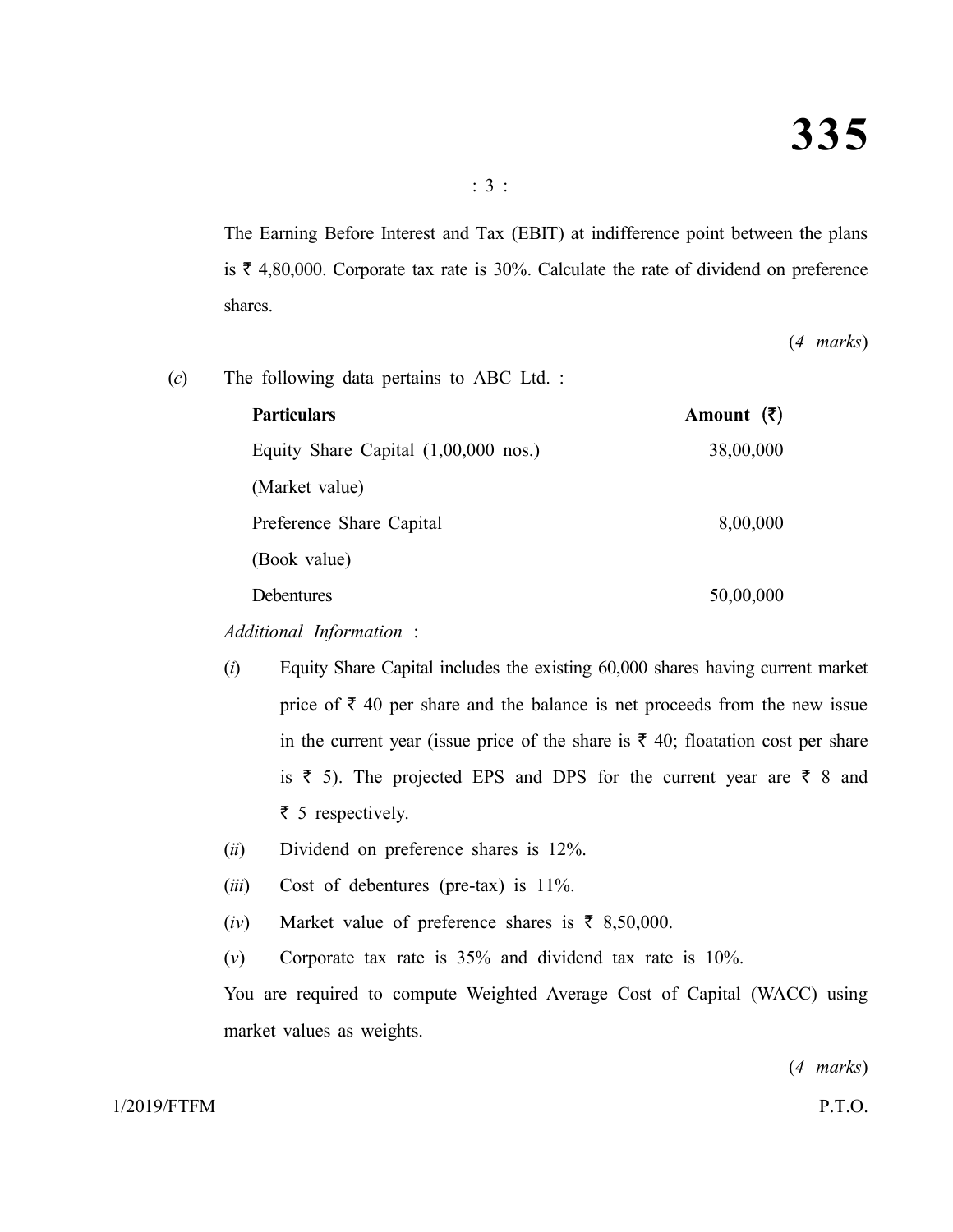The Earning Before Interest and Tax (EBIT) at indifference point between the plans is ₹ 4,80,000. Corporate tax rate is 30%. Calculate the rate of dividend on preference shares.

(*4 marks*)

(*c*) The following data pertains to ABC Ltd. :

| **Particulars** | **Amount (₹)** |
|---|---|
| Equity Share Capital (1,00,000 nos.) (Market value) | 38,00,000 |
| Preference Share Capital (Book value) | 8,00,000 |
| Debentures | 50,00,000 |

*Additional Information* :

(*i*) Equity Share Capital includes the existing 60,000 shares having current market price of ₹ 40 per share and the balance is net proceeds from the new issue in the current year (issue price of the share is ₹ 40; floatation cost per share is ₹ 5). The projected EPS and DPS for the current year are ₹ 8 and ₹ 5 respectively.

(*ii*) Dividend on preference shares is 12%.

(*iii*) Cost of debentures (pre-tax) is 11%.

(*iv*) Market value of preference shares is ₹ 8,50,000.

(*v*) Corporate tax rate is 35% and dividend tax rate is 10%.

You are required to compute Weighted Average Cost of Capital (WACC) using market values as weights.

(*4 marks*)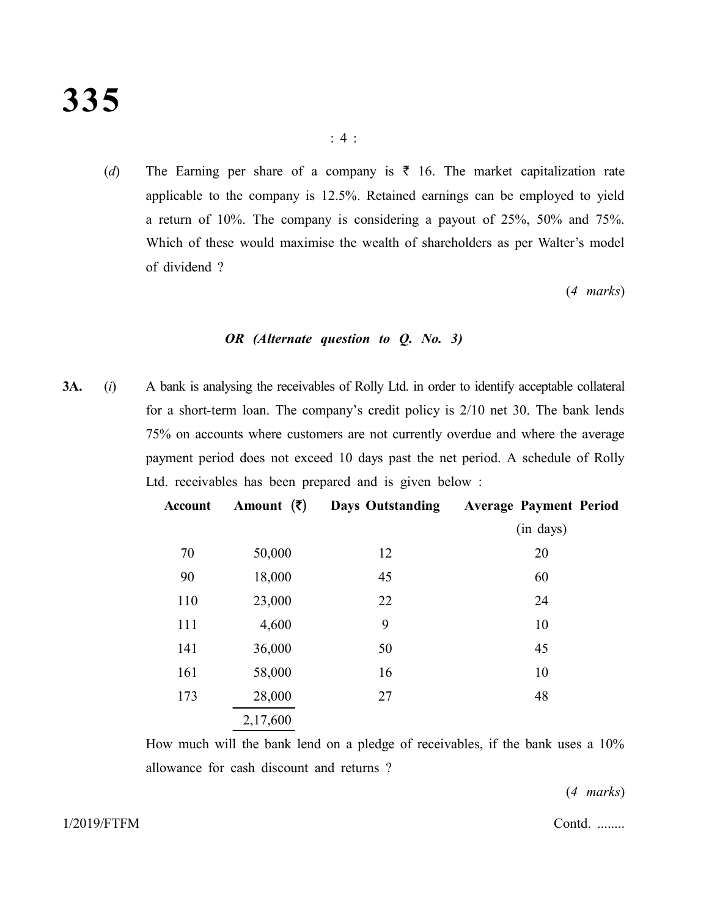(*d*) The Earning per share of a company is ₹ 16. The market capitalization rate applicable to the company is 12.5%. Retained earnings can be employed to yield a return of 10%. The company is considering a payout of 25%, 50% and 75%. Which of these would maximise the wealth of shareholders as per Walter's model of dividend ?

(*4 marks*)

***OR (Alternate question to Q. No. 3)***

**3A.** (*i*) A bank is analysing the receivables of Rolly Ltd. in order to identify acceptable collateral for a short-term loan. The company's credit policy is 2/10 net 30. The bank lends 75% on accounts where customers are not currently overdue and where the average payment period does not exceed 10 days past the net period. A schedule of Rolly Ltd. receivables has been prepared and is given below :

| Account | Amount (₹) | Days Outstanding | Average Payment Period (in days) |
|---|---|---|---|
| 70 | 50,000 | 12 | 20 |
| 90 | 18,000 | 45 | 60 |
| 110 | 23,000 | 22 | 24 |
| 111 | 4,600 | 9 | 10 |
| 141 | 36,000 | 50 | 45 |
| 161 | 58,000 | 16 | 10 |
| 173 | 28,000 | 27 | 48 |
| | 2,17,600 | | |

How much will the bank lend on a pledge of receivables, if the bank uses a 10% allowance for cash discount and returns ?

(*4 marks*)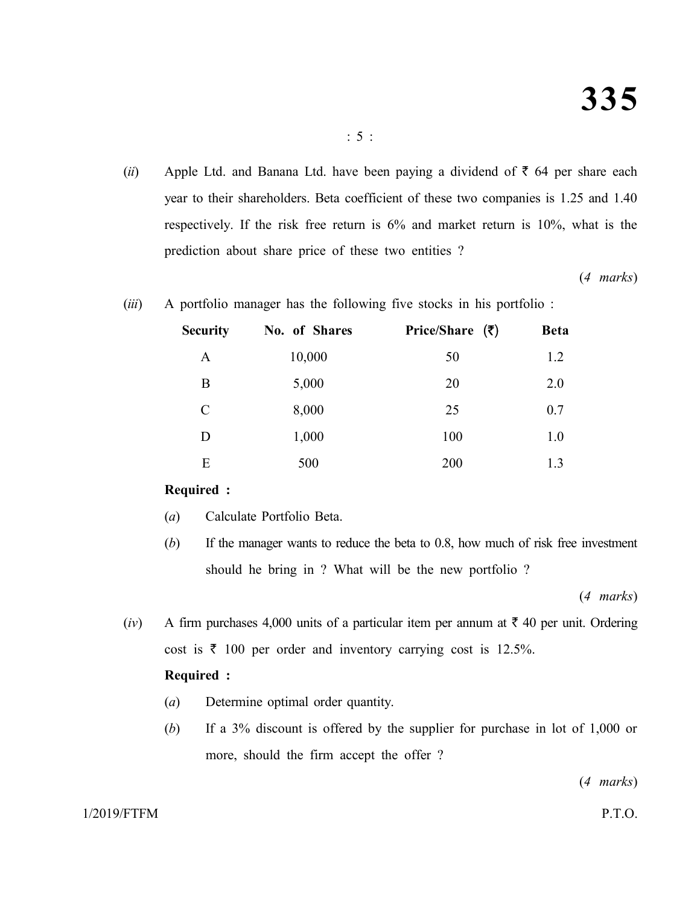(*ii*) Apple Ltd. and Banana Ltd. have been paying a dividend of ₹ 64 per share each year to their shareholders. Beta coefficient of these two companies is 1.25 and 1.40 respectively. If the risk free return is 6% and market return is 10%, what is the prediction about share price of these two entities ?

(*4 marks*)

(*iii*) A portfolio manager has the following five stocks in his portfolio :

| Security | No. of Shares | Price/Share (₹) | Beta |
|---|---|---|---|
| A | 10,000 | 50 | 1.2 |
| B | 5,000 | 20 | 2.0 |
| C | 8,000 | 25 | 0.7 |
| D | 1,000 | 100 | 1.0 |
| E | 500 | 200 | 1.3 |

**Required :**

(*a*) Calculate Portfolio Beta.

(*b*) If the manager wants to reduce the beta to 0.8, how much of risk free investment should he bring in ? What will be the new portfolio ?

(*4 marks*)

(*iv*) A firm purchases 4,000 units of a particular item per annum at ₹ 40 per unit. Ordering cost is ₹ 100 per order and inventory carrying cost is 12.5%.

**Required :**

(*a*) Determine optimal order quantity.

(*b*) If a 3% discount is offered by the supplier for purchase in lot of 1,000 or more, should the firm accept the offer ?

(*4 marks*)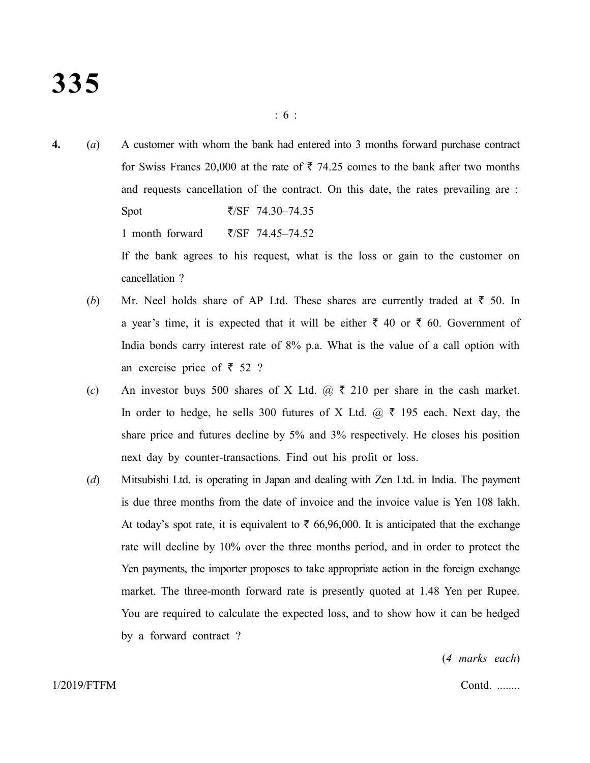**4.** (*a*) A customer with whom the bank had entered into 3 months forward purchase contract for Swiss Francs 20,000 at the rate of ₹ 74.25 comes to the bank after two months and requests cancellation of the contract. On this date, the rates prevailing are :

Spot ₹/SF 74.30–74.35

1 month forward ₹/SF 74.45–74.52

If the bank agrees to his request, what is the loss or gain to the customer on cancellation ?

(*b*) Mr. Neel holds share of AP Ltd. These shares are currently traded at ₹ 50. In a year's time, it is expected that it will be either ₹ 40 or ₹ 60. Government of India bonds carry interest rate of 8% p.a. What is the value of a call option with an exercise price of ₹ 52 ?

(*c*) An investor buys 500 shares of X Ltd. @ ₹ 210 per share in the cash market. In order to hedge, he sells 300 futures of X Ltd. @ ₹ 195 each. Next day, the share price and futures decline by 5% and 3% respectively. He closes his position next day by counter-transactions. Find out his profit or loss.

(*d*) Mitsubishi Ltd. is operating in Japan and dealing with Zen Ltd. in India. The payment is due three months from the date of invoice and the invoice value is Yen 108 lakh. At today's spot rate, it is equivalent to ₹ 66,96,000. It is anticipated that the exchange rate will decline by 10% over the three months period, and in order to protect the Yen payments, the importer proposes to take appropriate action in the foreign exchange market. The three-month forward rate is presently quoted at 1.48 Yen per Rupee. You are required to calculate the expected loss, and to show how it can be hedged by a forward contract ?

(*4 marks each*)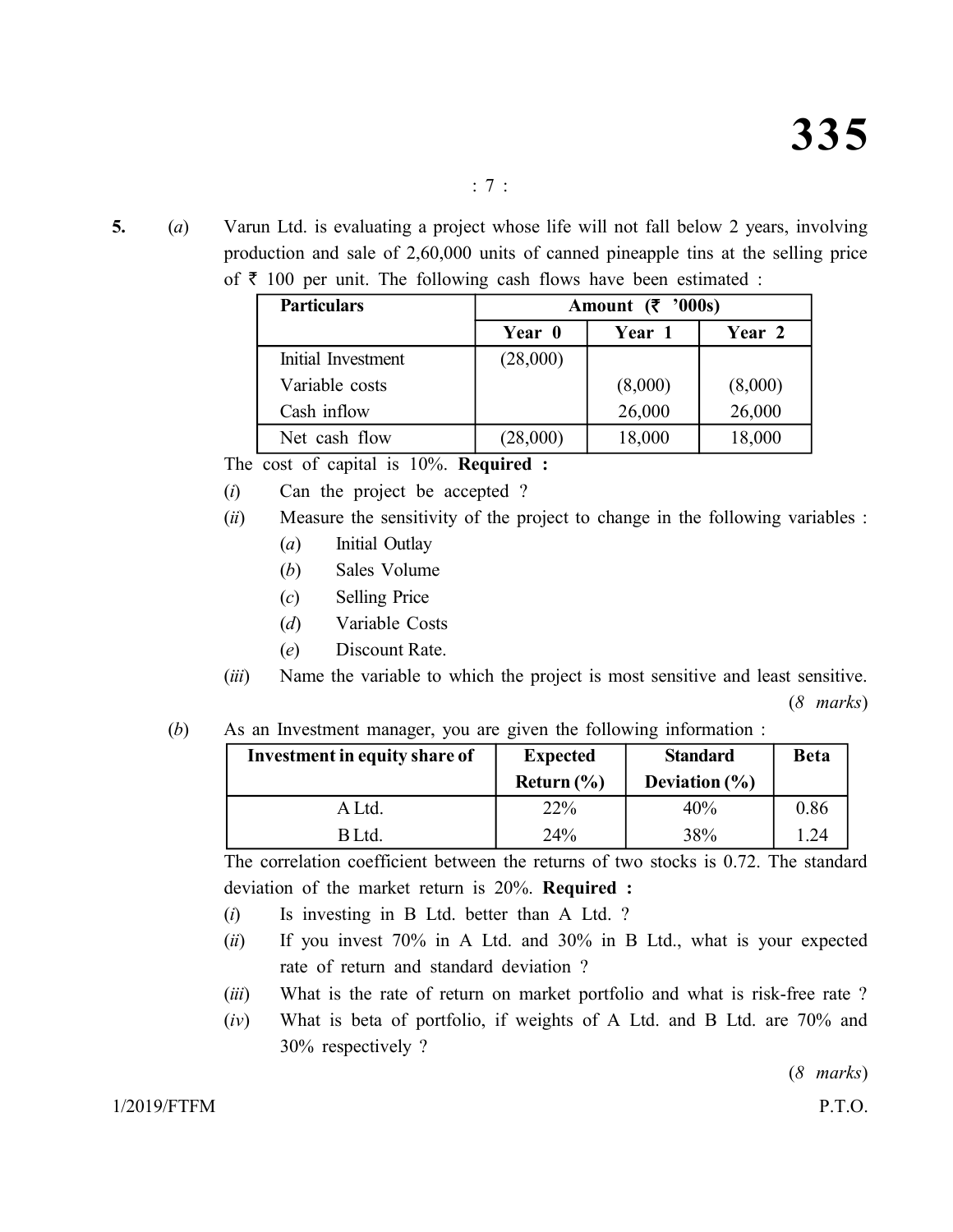**5.** (*a*) Varun Ltd. is evaluating a project whose life will not fall below 2 years, involving production and sale of 2,60,000 units of canned pineapple tins at the selling price of ₹ 100 per unit. The following cash flows have been estimated :

| Particulars | Amount (₹ '000s) | | |
|---|---|---|---|
| | Year 0 | Year 1 | Year 2 |
| Initial Investment | (28,000) | | |
| Variable costs | | (8,000) | (8,000) |
| Cash inflow | | 26,000 | 26,000 |
| Net cash flow | (28,000) | 18,000 | 18,000 |

The cost of capital is 10%. **Required :**

(*i*) Can the project be accepted ?

(*ii*) Measure the sensitivity of the project to change in the following variables :

(*a*) Initial Outlay

(*b*) Sales Volume

(*c*) Selling Price

(*d*) Variable Costs

(*e*) Discount Rate.

(*iii*) Name the variable to which the project is most sensitive and least sensitive.

(*8 marks*)

(*b*) As an Investment manager, you are given the following information :

| Investment in equity share of | Expected Return (%) | Standard Deviation (%) | Beta |
|---|---|---|---|
| A Ltd. | 22% | 40% | 0.86 |
| B Ltd. | 24% | 38% | 1.24 |

The correlation coefficient between the returns of two stocks is 0.72. The standard deviation of the market return is 20%. **Required :**

(*i*) Is investing in B Ltd. better than A Ltd. ?

(*ii*) If you invest 70% in A Ltd. and 30% in B Ltd., what is your expected rate of return and standard deviation ?

(*iii*) What is the rate of return on market portfolio and what is risk-free rate ?

(*iv*) What is beta of portfolio, if weights of A Ltd. and B Ltd. are 70% and 30% respectively ?

(*8 marks*)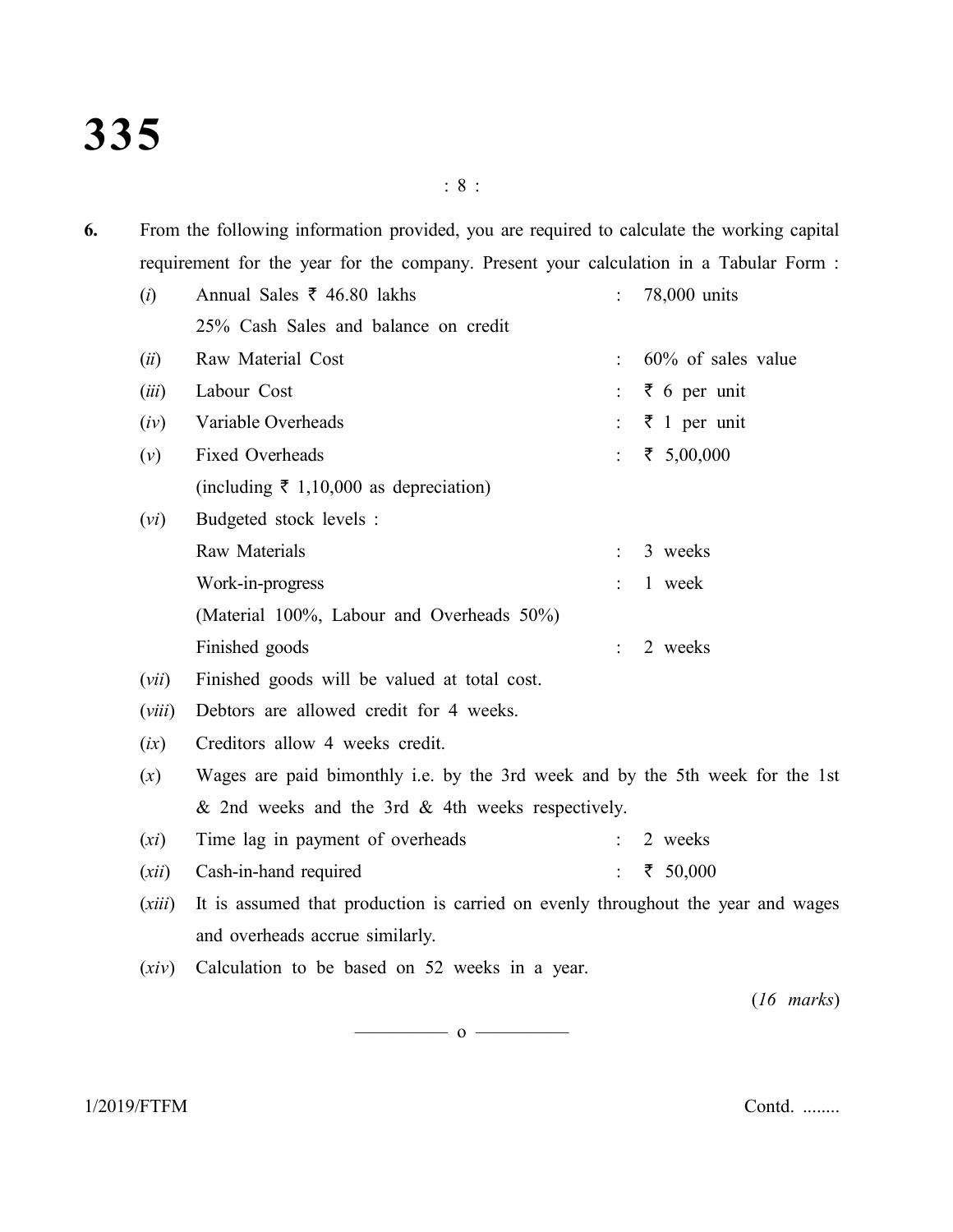**6.** From the following information provided, you are required to calculate the working capital requirement for the year for the company. Present your calculation in a Tabular Form :

| | | | |
|---|---|---|---|
| (*i*) | Annual Sales ₹ 46.80 lakhs | : | 78,000 units |
| | 25% Cash Sales and balance on credit | | |
| (*ii*) | Raw Material Cost | : | 60% of sales value |
| (*iii*) | Labour Cost | : | ₹ 6 per unit |
| (*iv*) | Variable Overheads | : | ₹ 1 per unit |
| (*v*) | Fixed Overheads | : | ₹ 5,00,000 |
| | (including ₹ 1,10,000 as depreciation) | | |
| (*vi*) | Budgeted stock levels : | | |
| | Raw Materials | : | 3 weeks |
| | Work-in-progress | : | 1 week |
| | (Material 100%, Labour and Overheads 50%) | | |
| | Finished goods | : | 2 weeks |
| (*vii*) | Finished goods will be valued at total cost. | | |
| (*viii*) | Debtors are allowed credit for 4 weeks. | | |
| (*ix*) | Creditors allow 4 weeks credit. | | |
| (*x*) | Wages are paid bimonthly i.e. by the 3rd week and by the 5th week for the 1st & 2nd weeks and the 3rd & 4th weeks respectively. | | |
| (*xi*) | Time lag in payment of overheads | : | 2 weeks |
| (*xii*) | Cash-in-hand required | : | ₹ 50,000 |
| (*xiii*) | It is assumed that production is carried on evenly throughout the year and wages and overheads accrue similarly. | | |
| (*xiv*) | Calculation to be based on 52 weeks in a year. | | |

(*16 marks*)

————— o —————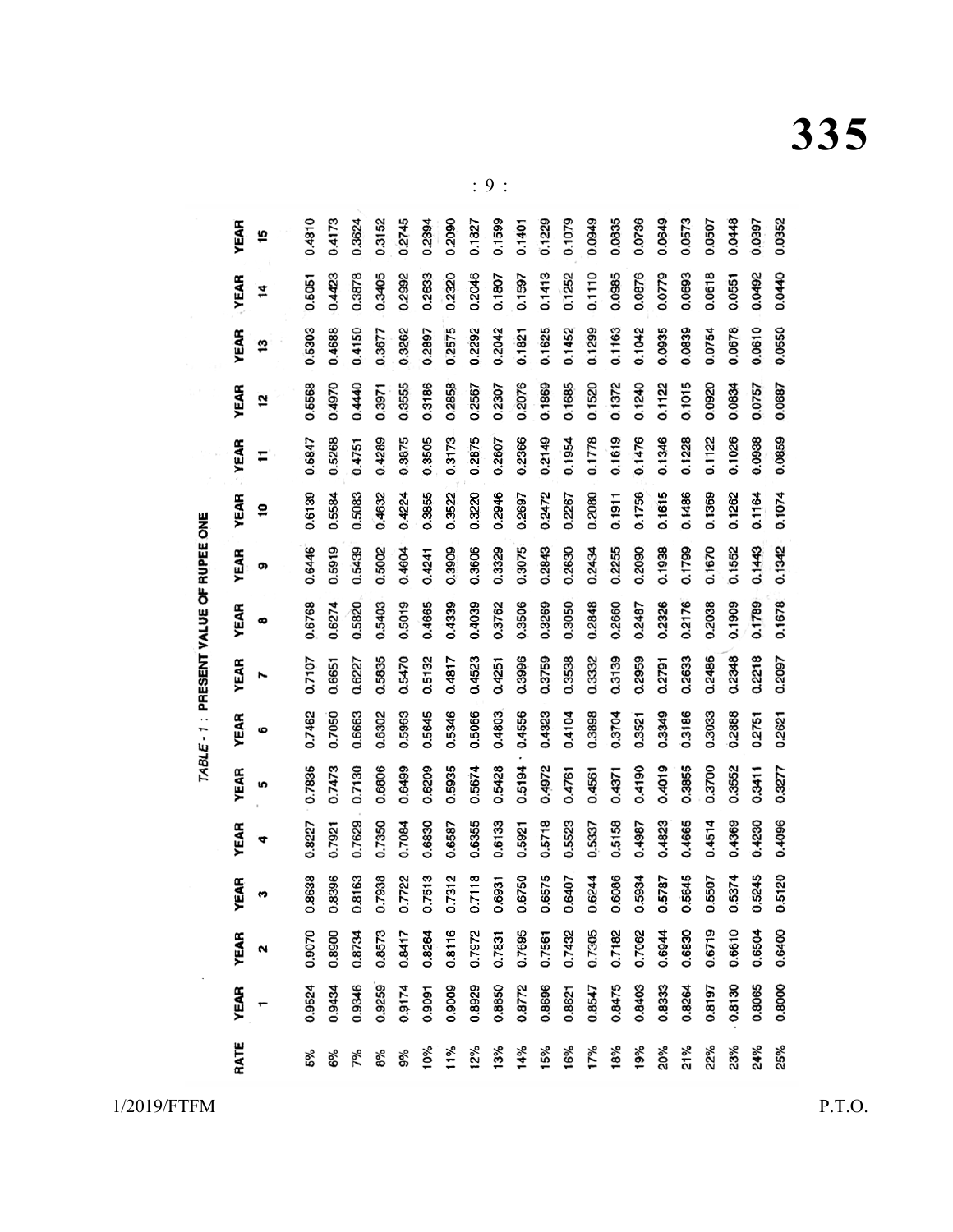### TABLE - 1 : PRESENT VALUE OF RUPEE ONE

| RATE | YEAR 1 | YEAR 2 | YEAR 3 | YEAR 4 | YEAR 5 | YEAR 6 | YEAR 7 | YEAR 8 | YEAR 9 | YEAR 10 | YEAR 11 | YEAR 12 | YEAR 13 | YEAR 14 | YEAR 15 |
|---|---|---|---|---|---|---|---|---|---|---|---|---|---|---|---|
| 5% | 0.9524 | 0.9070 | 0.8638 | 0.8227 | 0.7835 | 0.7462 | 0.7107 | 0.6768 | 0.6446 | 0.6139 | 0.5847 | 0.5568 | 0.5303 | 0.5051 | 0.4810 |
| 6% | 0.9434 | 0.8900 | 0.8396 | 0.7921 | 0.7473 | 0.7050 | 0.6651 | 0.6274 | 0.5919 | 0.5584 | 0.5268 | 0.4970 | 0.4688 | 0.4423 | 0.4173 |
| 7% | 0.9346 | 0.8734 | 0.8163 | 0.7629 | 0.7130 | 0.6663 | 0.6227 | 0.5820 | 0.5439 | 0.5083 | 0.4751 | 0.4440 | 0.4150 | 0.3878 | 0.3624 |
| 8% | 0.9259 | 0.8573 | 0.7938 | 0.7350 | 0.6806 | 0.6302 | 0.5835 | 0.5403 | 0.5002 | 0.4632 | 0.4289 | 0.3971 | 0.3677 | 0.3405 | 0.3152 |
| 9% | 0.9174 | 0.8417 | 0.7722 | 0.7084 | 0.6499 | 0.5963 | 0.5470 | 0.5019 | 0.4604 | 0.4224 | 0.3875 | 0.3555 | 0.3262 | 0.2992 | 0.2745 |
| 10% | 0.9091 | 0.8264 | 0.7513 | 0.6830 | 0.6209 | 0.5645 | 0.5132 | 0.4665 | 0.4241 | 0.3855 | 0.3505 | 0.3186 | 0.2897 | 0.2633 | 0.2394 |
| 11% | 0.9009 | 0.8116 | 0.7312 | 0.6587 | 0.5935 | 0.5346 | 0.4817 | 0.4339 | 0.3909 | 0.3522 | 0.3173 | 0.2858 | 0.2575 | 0.2320 | 0.2090 |
| 12% | 0.8929 | 0.7972 | 0.7118 | 0.6355 | 0.5674 | 0.5066 | 0.4523 | 0.4039 | 0.3606 | 0.3220 | 0.2875 | 0.2567 | 0.2292 | 0.2046 | 0.1827 |
| 13% | 0.8850 | 0.7831 | 0.6931 | 0.6133 | 0.5428 | 0.4803 | 0.4251 | 0.3762 | 0.3329 | 0.2946 | 0.2607 | 0.2307 | 0.2042 | 0.1807 | 0.1599 |
| 14% | 0.8772 | 0.7695 | 0.6750 | 0.5921 | 0.5194 | 0.4556 | 0.3996 | 0.3506 | 0.3075 | 0.2697 | 0.2366 | 0.2076 | 0.1821 | 0.1597 | 0.1401 |
| 15% | 0.8696 | 0.7561 | 0.6575 | 0.5718 | 0.4972 | 0.4323 | 0.3759 | 0.3269 | 0.2843 | 0.2472 | 0.2149 | 0.1869 | 0.1625 | 0.1413 | 0.1229 |
| 16% | 0.8621 | 0.7432 | 0.6407 | 0.5523 | 0.4761 | 0.4104 | 0.3538 | 0.3050 | 0.2630 | 0.2267 | 0.1954 | 0.1685 | 0.1452 | 0.1252 | 0.1079 |
| 17% | 0.8547 | 0.7305 | 0.6244 | 0.5337 | 0.4561 | 0.3898 | 0.3332 | 0.2848 | 0.2434 | 0.2080 | 0.1778 | 0.1520 | 0.1299 | 0.1110 | 0.0949 |
| 18% | 0.8475 | 0.7182 | 0.6086 | 0.5158 | 0.4371 | 0.3704 | 0.3139 | 0.2660 | 0.2255 | 0.1911 | 0.1619 | 0.1372 | 0.1163 | 0.0985 | 0.0835 |
| 19% | 0.8403 | 0.7062 | 0.5934 | 0.4987 | 0.4190 | 0.3521 | 0.2959 | 0.2487 | 0.2090 | 0.1756 | 0.1476 | 0.1240 | 0.1042 | 0.0876 | 0.0736 |
| 20% | 0.8333 | 0.6944 | 0.5787 | 0.4823 | 0.4019 | 0.3349 | 0.2791 | 0.2326 | 0.1938 | 0.1615 | 0.1346 | 0.1122 | 0.0935 | 0.0779 | 0.0649 |
| 21% | 0.8264 | 0.6830 | 0.5645 | 0.4665 | 0.3855 | 0.3186 | 0.2633 | 0.2176 | 0.1799 | 0.1486 | 0.1228 | 0.1015 | 0.0839 | 0.0693 | 0.0573 |
| 22% | 0.8197 | 0.6719 | 0.5507 | 0.4514 | 0.3700 | 0.3033 | 0.2486 | 0.2038 | 0.1670 | 0.1369 | 0.1122 | 0.0920 | 0.0754 | 0.0618 | 0.0507 |
| 23% | 0.8130 | 0.6610 | 0.5374 | 0.4369 | 0.3552 | 0.2888 | 0.2348 | 0.1909 | 0.1552 | 0.1262 | 0.1026 | 0.0834 | 0.0678 | 0.0551 | 0.0448 |
| 24% | 0.8065 | 0.6504 | 0.5245 | 0.4230 | 0.3411 | 0.2751 | 0.2218 | 0.1789 | 0.1443 | 0.1164 | 0.0938 | 0.0757 | 0.0610 | 0.0492 | 0.0397 |
| 25% | 0.8000 | 0.6400 | 0.5120 | 0.4096 | 0.3277 | 0.2621 | 0.2097 | 0.1678 | 0.1342 | 0.1074 | 0.0859 | 0.0687 | 0.0550 | 0.0440 | 0.0352 |

1/2019/FTFM

P.T.O.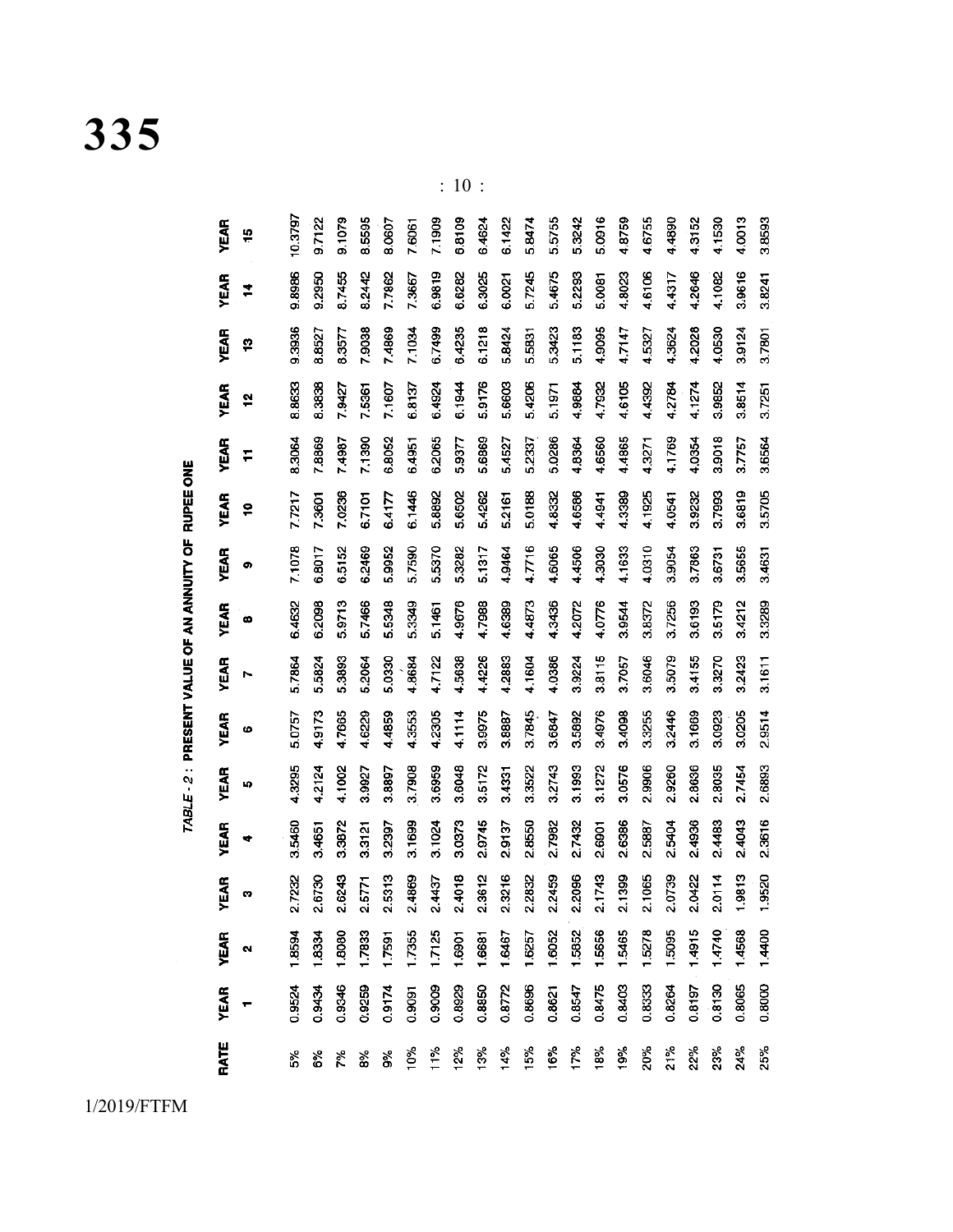# 335

## TABLE - 2 : PRESENT VALUE OF AN ANNUITY OF RUPEE ONE

| RATE | YEAR 1 | YEAR 2 | YEAR 3 | YEAR 4 | YEAR 5 | YEAR 6 | YEAR 7 | YEAR 8 | YEAR 9 | YEAR 10 | YEAR 11 | YEAR 12 | YEAR 13 | YEAR 14 | YEAR 15 |
|---|---|---|---|---|---|---|---|---|---|---|---|---|---|---|---|
| 5% | 0.9524 | 1.8594 | 2.7232 | 3.5460 | 4.3295 | 5.0757 | 5.7864 | 6.4632 | 7.1078 | 7.7217 | 8.3064 | 8.8633 | 9.3936 | 9.8986 | 10.3797 |
| 6% | 0.9434 | 1.8334 | 2.6730 | 3.4651 | 4.2124 | 4.9173 | 5.5824 | 6.2098 | 6.8017 | 7.3601 | 7.8869 | 8.3838 | 8.8527 | 9.2950 | 9.7122 |
| 7% | 0.9346 | 1.8080 | 2.6243 | 3.3872 | 4.1002 | 4.7665 | 5.3893 | 5.9713 | 6.5152 | 7.0236 | 7.4987 | 7.9427 | 8.3577 | 8.7455 | 9.1079 |
| 8% | 0.9259 | 1.7833 | 2.5771 | 3.3121 | 3.9927 | 4.6229 | 5.2064 | 5.7466 | 6.2469 | 6.7101 | 7.1390 | 7.5361 | 7.9038 | 8.2442 | 8.5595 |
| 9% | 0.9174 | 1.7591 | 2.5313 | 3.2397 | 3.8897 | 4.4859 | 5.0330 | 5.5348 | 5.9952 | 6.4177 | 6.8052 | 7.1607 | 7.4869 | 7.7862 | 8.0607 |
| 10% | 0.9091 | 1.7355 | 2.4869 | 3.1699 | 3.7908 | 4.3553 | 4.8684 | 5.3349 | 5.7590 | 6.1446 | 6.4951 | 6.8137 | 7.1034 | 7.3667 | 7.6061 |
| 11% | 0.9009 | 1.7125 | 2.4437 | 3.1024 | 3.6959 | 4.2305 | 4.7122 | 5.1461 | 5.5370 | 5.8892 | 6.2065 | 6.4924 | 6.7499 | 6.9819 | 7.1909 |
| 12% | 0.8929 | 1.6901 | 2.4018 | 3.0373 | 3.6048 | 4.1114 | 4.5638 | 4.9676 | 5.3282 | 5.6502 | 5.9377 | 6.1944 | 6.4235 | 6.6282 | 6.8109 |
| 13% | 0.8850 | 1.6681 | 2.3612 | 2.9745 | 3.5172 | 3.9975 | 4.4226 | 4.7988 | 5.1317 | 5.4262 | 5.6869 | 5.9176 | 6.1218 | 6.3025 | 6.4624 |
| 14% | 0.8772 | 1.6467 | 2.3216 | 2.9137 | 3.4331 | 3.8887 | 4.2883 | 4.6389 | 4.9464 | 5.2161 | 5.4527 | 5.6603 | 5.8424 | 6.0021 | 6.1422 |
| 15% | 0.8696 | 1.6257 | 2.2832 | 2.8550 | 3.3522 | 3.7845 | 4.1604 | 4.4873 | 4.7716 | 5.0188 | 5.2337 | 5.4206 | 5.5831 | 5.7245 | 5.8474 |
| 16% | 0.8621 | 1.6052 | 2.2459 | 2.7982 | 3.2743 | 3.6847 | 4.0386 | 4.3436 | 4.6065 | 4.8332 | 5.0286 | 5.1971 | 5.3423 | 5.4675 | 5.5755 |
| 17% | 0.8547 | 1.5852 | 2.2096 | 2.7432 | 3.1993 | 3.5892 | 3.9224 | 4.2072 | 4.4506 | 4.6586 | 4.8364 | 4.9884 | 5.1183 | 5.2293 | 5.3242 |
| 18% | 0.8475 | 1.5656 | 2.1743 | 2.6901 | 3.1272 | 3.4976 | 3.8115 | 4.0776 | 4.3030 | 4.4941 | 4.6560 | 4.7932 | 4.9095 | 5.0081 | 5.0916 |
| 19% | 0.8403 | 1.5465 | 2.1399 | 2.6386 | 3.0576 | 3.4098 | 3.7057 | 3.9544 | 4.1633 | 4.3389 | 4.4865 | 4.6105 | 4.7147 | 4.8023 | 4.8759 |
| 20% | 0.8333 | 1.5278 | 2.1065 | 2.5887 | 2.9906 | 3.3255 | 3.6046 | 3.8372 | 4.0310 | 4.1925 | 4.3271 | 4.4392 | 4.5327 | 4.6106 | 4.6755 |
| 21% | 0.8264 | 1.5095 | 2.0739 | 2.5404 | 2.9260 | 3.2446 | 3.5079 | 3.7256 | 3.9054 | 4.0541 | 4.1769 | 4.2784 | 4.3624 | 4.4317 | 4.4890 |
| 22% | 0.8197 | 1.4915 | 2.0422 | 2.4936 | 2.8636 | 3.1669 | 3.4155 | 3.6193 | 3.7863 | 3.9232 | 4.0354 | 4.1274 | 4.2028 | 4.2646 | 4.3152 |
| 23% | 0.8130 | 1.4740 | 2.0114 | 2.4483 | 2.8035 | 3.0923 | 3.3270 | 3.5179 | 3.6731 | 3.7993 | 3.9018 | 3.9852 | 4.0530 | 4.1082 | 4.1530 |
| 24% | 0.8065 | 1.4568 | 1.9813 | 2.4043 | 2.7454 | 3.0205 | 3.2423 | 3.4212 | 3.5655 | 3.6819 | 3.7757 | 3.8514 | 3.9124 | 3.9616 | 4.0013 |
| 25% | 0.8000 | 1.4400 | 1.9520 | 2.3616 | 2.6893 | 2.9514 | 3.1611 | 3.3289 | 3.4631 | 3.5705 | 3.6564 | 3.7251 | 3.7801 | 3.8241 | 3.8593 |

1/2019/FTFM